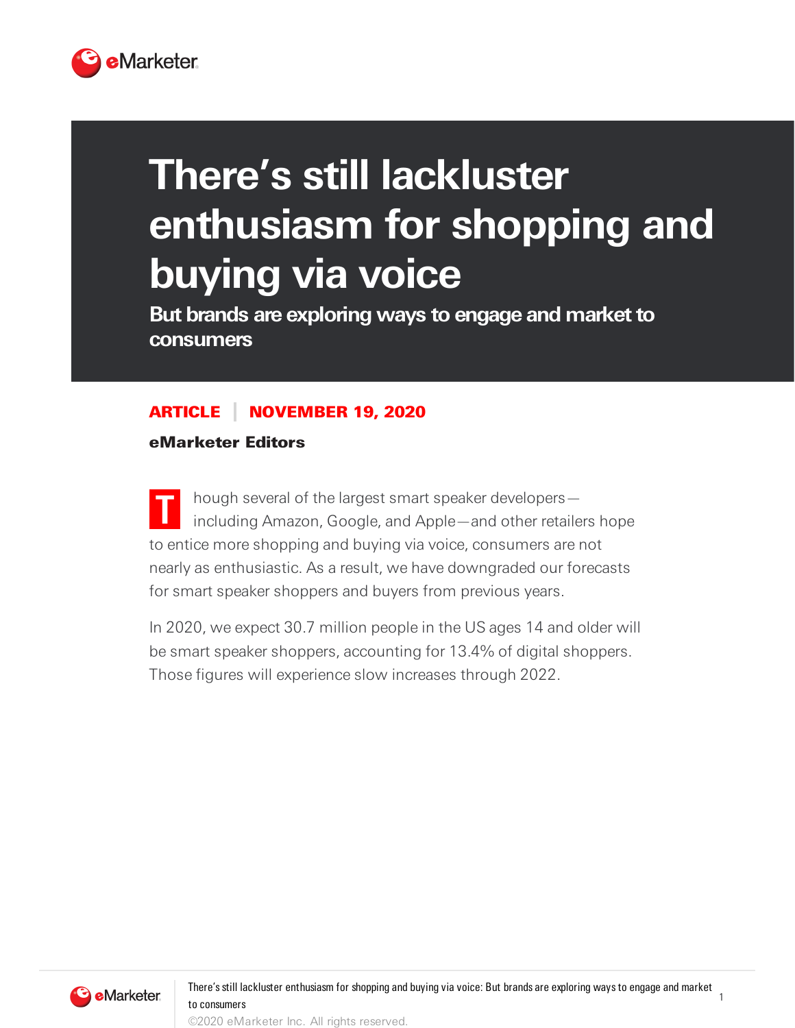# There's still lackluster enthusiasm for shopping and buying via voice

## But brands are exploring ways to engage and market to consumers

**ARTICLE | NOVEMBER 19, 2020**

**eMarketer Editors**

Though several of the largest smart speaker developers—including Amazon, Google, and Apple—and other retailers hope to entice more shopping and buying via voice, consumers are not nearly as enthusiastic. As a result, we have downgraded our forecasts for smart speaker shoppers and buyers from previous years.

In 2020, we expect 30.7 million people in the US ages 14 and older will be smart speaker shoppers, accounting for 13.4% of digital shoppers. Those figures will experience slow increases through 2022.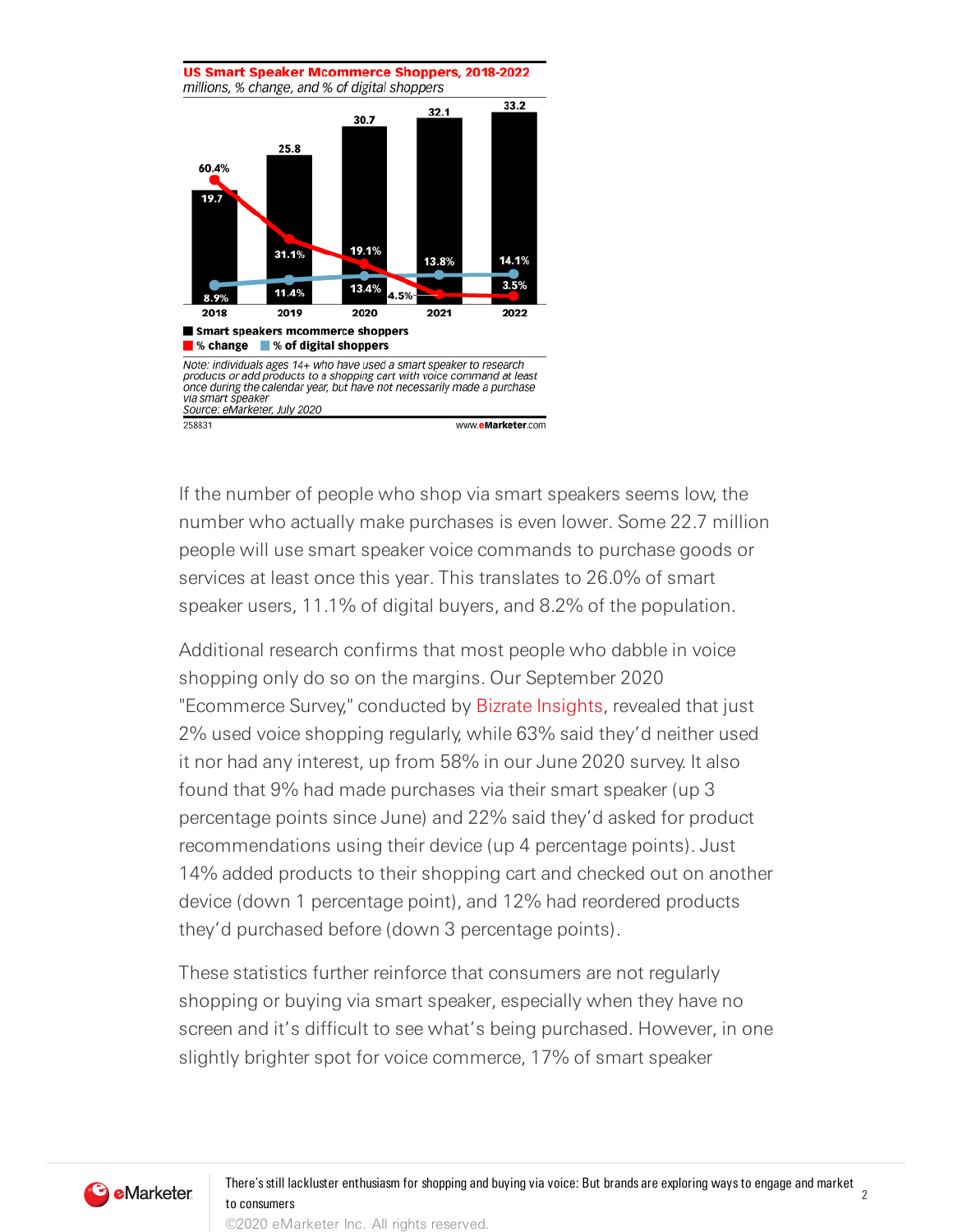**US Smart Speaker Mcommerce Shoppers, 2018-2022**
*millions, % change, and % of digital shoppers*

| | 2018 | 2019 | 2020 | 2021 | 2022 |
|---|---|---|---|---|---|
| Smart speakers mcommerce shoppers | 19.7 | 25.8 | 30.7 | 32.1 | 33.2 |
| % change | 60.4% | 31.1% | 19.1% | 4.5% | 3.5% |
| % of digital shoppers | 8.9% | 11.4% | 13.4% | 13.8% | 14.1% |

*Note: individuals ages 14+ who have used a smart speaker to research products or add products to a shopping cart with voice command at least once during the calendar year, but have not necessarily made a purchase via smart speaker*
*Source: eMarketer, July 2020*

258831 www.eMarketer.com

If the number of people who shop via smart speakers seems low, the number who actually make purchases is even lower. Some 22.7 million people will use smart speaker voice commands to purchase goods or services at least once this year. This translates to 26.0% of smart speaker users, 11.1% of digital buyers, and 8.2% of the population.

Additional research confirms that most people who dabble in voice shopping only do so on the margins. Our September 2020 "Ecommerce Survey," conducted by Bizrate Insights, revealed that just 2% used voice shopping regularly, while 63% said they'd neither used it nor had any interest, up from 58% in our June 2020 survey. It also found that 9% had made purchases via their smart speaker (up 3 percentage points since June) and 22% said they'd asked for product recommendations using their device (up 4 percentage points). Just 14% added products to their shopping cart and checked out on another device (down 1 percentage point), and 12% had reordered products they'd purchased before (down 3 percentage points).

These statistics further reinforce that consumers are not regularly shopping or buying via smart speaker, especially when they have no screen and it's difficult to see what's being purchased. However, in one slightly brighter spot for voice commerce, 17% of smart speaker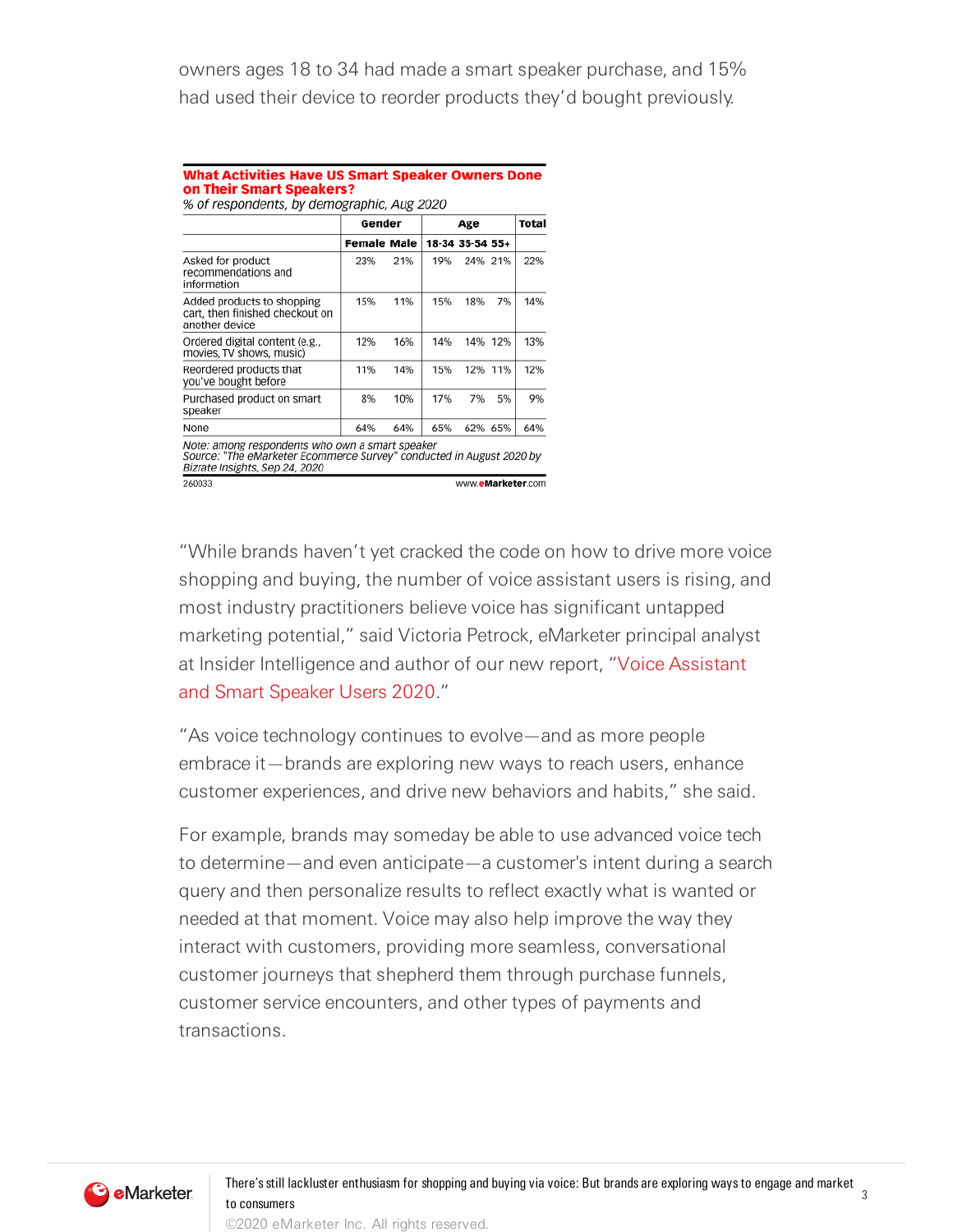owners ages 18 to 34 had made a smart speaker purchase, and 15% had used their device to reorder products they'd bought previously.

**What Activities Have US Smart Speaker Owners Done on Their Smart Speakers?**

*% of respondents, by demographic, Aug 2020*

| | Gender | | Age | | | Total |
|---|---|---|---|---|---|---|
| | Female | Male | 18-34 | 35-54 | 55+ | |
| Asked for product recommendations and information | 23% | 21% | 19% | 24% | 21% | 22% |
| Added products to shopping cart, then finished checkout on another device | 15% | 11% | 15% | 18% | 7% | 14% |
| Ordered digital content (e.g., movies, TV shows, music) | 12% | 16% | 14% | 14% | 12% | 13% |
| Reordered products that you've bought before | 11% | 14% | 15% | 12% | 11% | 12% |
| Purchased product on smart speaker | 8% | 10% | 17% | 7% | 5% | 9% |
| None | 64% | 64% | 65% | 62% | 65% | 64% |

*Note: among respondents who own a smart speaker*
*Source: "The eMarketer Ecommerce Survey" conducted in August 2020 by Bizrate Insights, Sep 24, 2020*

260033 www.eMarketer.com

"While brands haven't yet cracked the code on how to drive more voice shopping and buying, the number of voice assistant users is rising, and most industry practitioners believe voice has significant untapped marketing potential," said Victoria Petrock, eMarketer principal analyst at Insider Intelligence and author of our new report, "Voice Assistant and Smart Speaker Users 2020."

"As voice technology continues to evolve—and as more people embrace it—brands are exploring new ways to reach users, enhance customer experiences, and drive new behaviors and habits," she said.

For example, brands may someday be able to use advanced voice tech to determine—and even anticipate—a customer's intent during a search query and then personalize results to reflect exactly what is wanted or needed at that moment. Voice may also help improve the way they interact with customers, providing more seamless, conversational customer journeys that shepherd them through purchase funnels, customer service encounters, and other types of payments and transactions.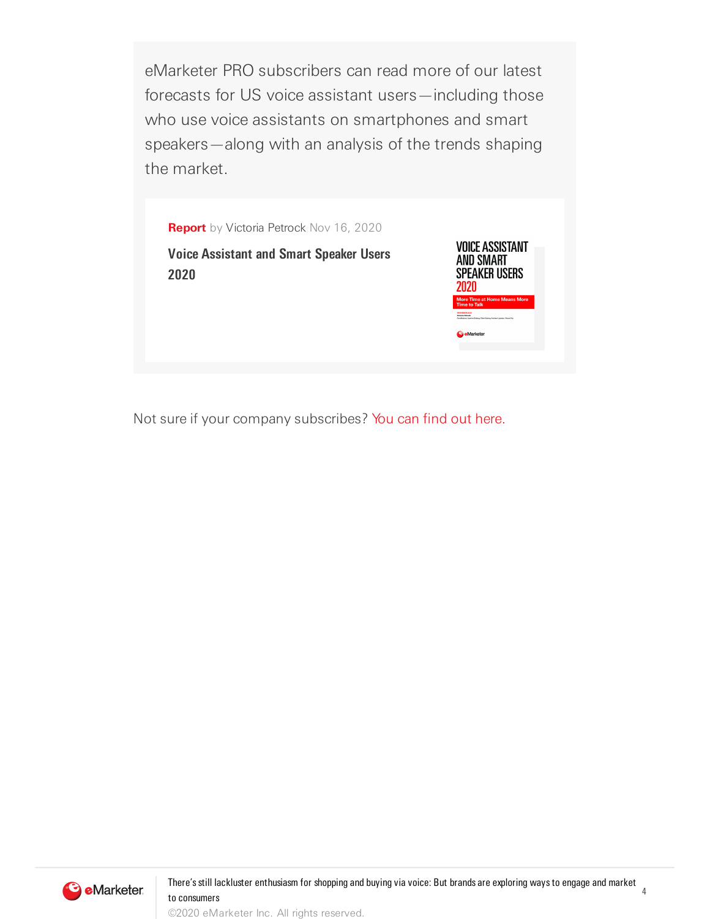eMarketer PRO subscribers can read more of our latest forecasts for US voice assistant users—including those who use voice assistants on smartphones and smart speakers—along with an analysis of the trends shaping the market.

**Report** by Victoria Petrock Nov 16, 2020

**Voice Assistant and Smart Speaker Users 2020**

Not sure if your company subscribes? You can find out here.